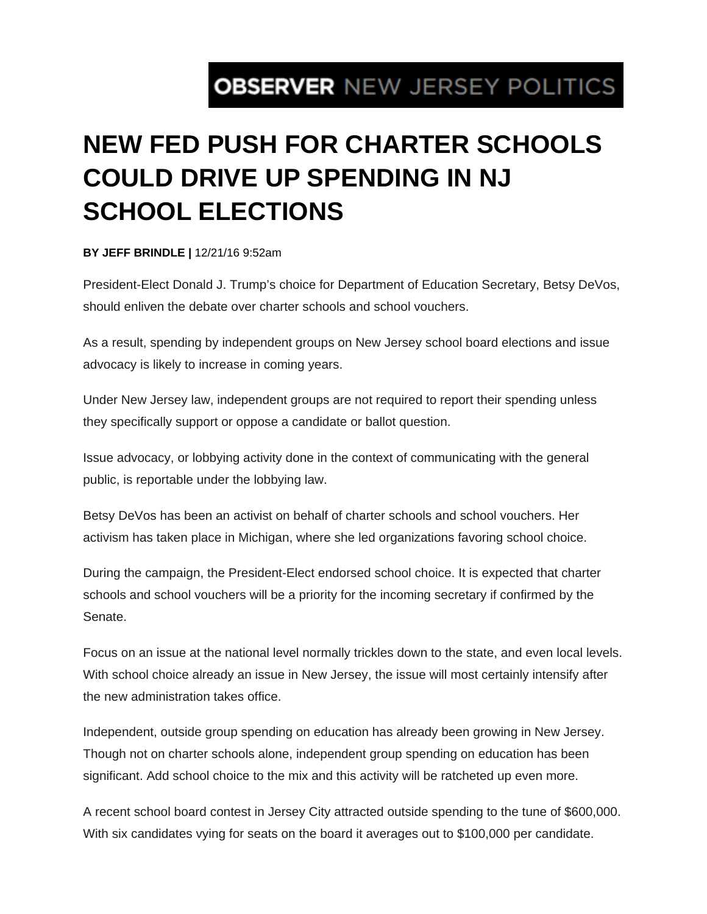**OBSERVER** NEW JERSEY POLITICS

# NEW FED PUSH FOR CHARTER SCHOOLS COULD DRIVE UP SPENDING IN NJ SCHOOL ELECTIONS

**BY JEFF BRINDLE |** 12/21/16 9:52am

President-Elect Donald J. Trump's choice for Department of Education Secretary, Betsy DeVos, should enliven the debate over charter schools and school vouchers.

As a result, spending by independent groups on New Jersey school board elections and issue advocacy is likely to increase in coming years.

Under New Jersey law, independent groups are not required to report their spending unless they specifically support or oppose a candidate or ballot question.

Issue advocacy, or lobbying activity done in the context of communicating with the general public, is reportable under the lobbying law.

Betsy DeVos has been an activist on behalf of charter schools and school vouchers. Her activism has taken place in Michigan, where she led organizations favoring school choice.

During the campaign, the President-Elect endorsed school choice. It is expected that charter schools and school vouchers will be a priority for the incoming secretary if confirmed by the Senate.

Focus on an issue at the national level normally trickles down to the state, and even local levels. With school choice already an issue in New Jersey, the issue will most certainly intensify after the new administration takes office.

Independent, outside group spending on education has already been growing in New Jersey. Though not on charter schools alone, independent group spending on education has been significant. Add school choice to the mix and this activity will be ratcheted up even more.

A recent school board contest in Jersey City attracted outside spending to the tune of $600,000. With six candidates vying for seats on the board it averages out to $100,000 per candidate.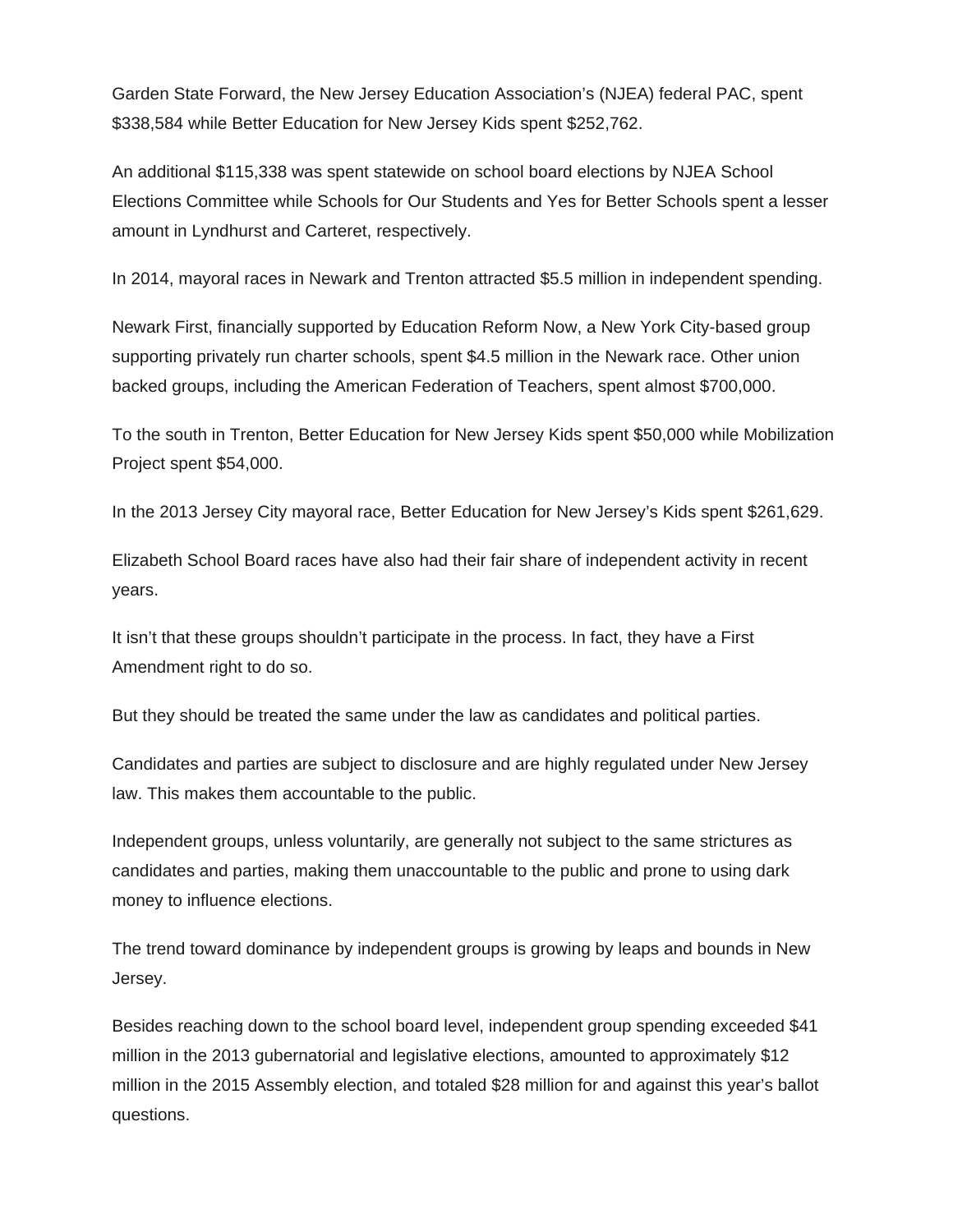Garden State Forward, the New Jersey Education Association's (NJEA) federal PAC, spent $338,584 while Better Education for New Jersey Kids spent $252,762.

An additional $115,338 was spent statewide on school board elections by NJEA School Elections Committee while Schools for Our Students and Yes for Better Schools spent a lesser amount in Lyndhurst and Carteret, respectively.

In 2014, mayoral races in Newark and Trenton attracted $5.5 million in independent spending.

Newark First, financially supported by Education Reform Now, a New York City-based group supporting privately run charter schools, spent $4.5 million in the Newark race. Other union backed groups, including the American Federation of Teachers, spent almost $700,000.

To the south in Trenton, Better Education for New Jersey Kids spent $50,000 while Mobilization Project spent $54,000.

In the 2013 Jersey City mayoral race, Better Education for New Jersey's Kids spent $261,629.

Elizabeth School Board races have also had their fair share of independent activity in recent years.

It isn't that these groups shouldn't participate in the process. In fact, they have a First Amendment right to do so.

But they should be treated the same under the law as candidates and political parties.

Candidates and parties are subject to disclosure and are highly regulated under New Jersey law. This makes them accountable to the public.

Independent groups, unless voluntarily, are generally not subject to the same strictures as candidates and parties, making them unaccountable to the public and prone to using dark money to influence elections.

The trend toward dominance by independent groups is growing by leaps and bounds in New Jersey.

Besides reaching down to the school board level, independent group spending exceeded $41 million in the 2013 gubernatorial and legislative elections, amounted to approximately $12 million in the 2015 Assembly election, and totaled $28 million for and against this year's ballot questions.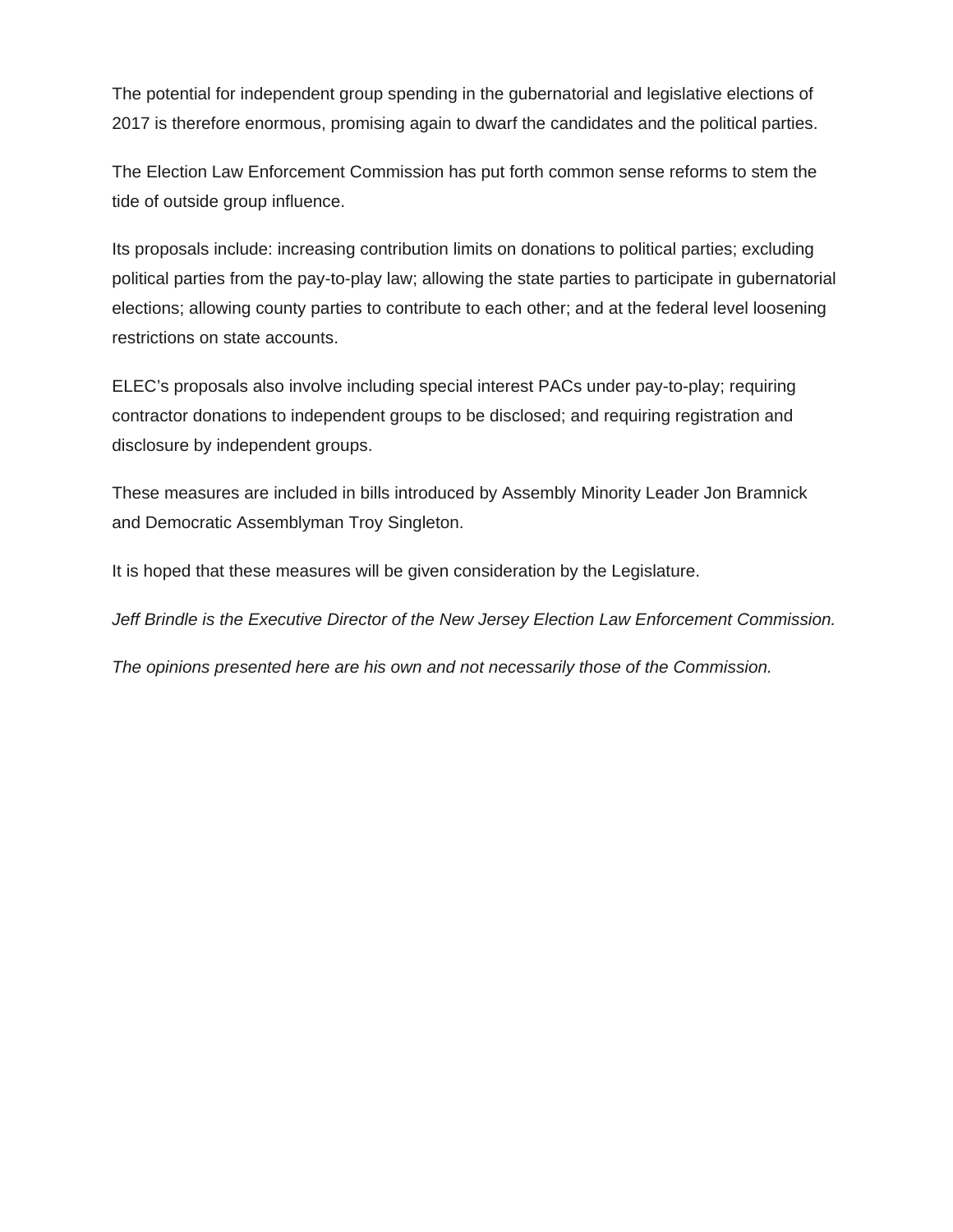The potential for independent group spending in the gubernatorial and legislative elections of 2017 is therefore enormous, promising again to dwarf the candidates and the political parties.

The Election Law Enforcement Commission has put forth common sense reforms to stem the tide of outside group influence.

Its proposals include: increasing contribution limits on donations to political parties; excluding political parties from the pay-to-play law; allowing the state parties to participate in gubernatorial elections; allowing county parties to contribute to each other; and at the federal level loosening restrictions on state accounts.

ELEC's proposals also involve including special interest PACs under pay-to-play; requiring contractor donations to independent groups to be disclosed; and requiring registration and disclosure by independent groups.

These measures are included in bills introduced by Assembly Minority Leader Jon Bramnick and Democratic Assemblyman Troy Singleton.

It is hoped that these measures will be given consideration by the Legislature.

*Jeff Brindle is the Executive Director of the New Jersey Election Law Enforcement Commission.*

*The opinions presented here are his own and not necessarily those of the Commission.*